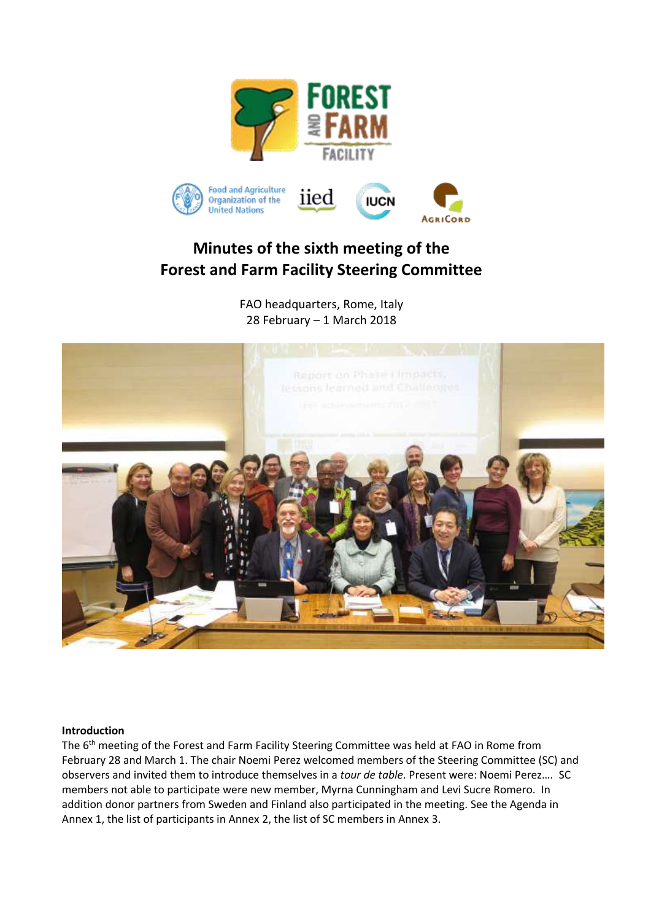# Minutes of the sixth meeting of the Forest and Farm Facility Steering Committee

FAO headquarters, Rome, Italy
28 February – 1 March 2018

**Introduction**

The 6th meeting of the Forest and Farm Facility Steering Committee was held at FAO in Rome from February 28 and March 1. The chair Noemi Perez welcomed members of the Steering Committee (SC) and observers and invited them to introduce themselves in a *tour de table*. Present were: Noemi Perez.... SC members not able to participate were new member, Myrna Cunningham and Levi Sucre Romero. In addition donor partners from Sweden and Finland also participated in the meeting. See the Agenda in Annex 1, the list of participants in Annex 2, the list of SC members in Annex 3.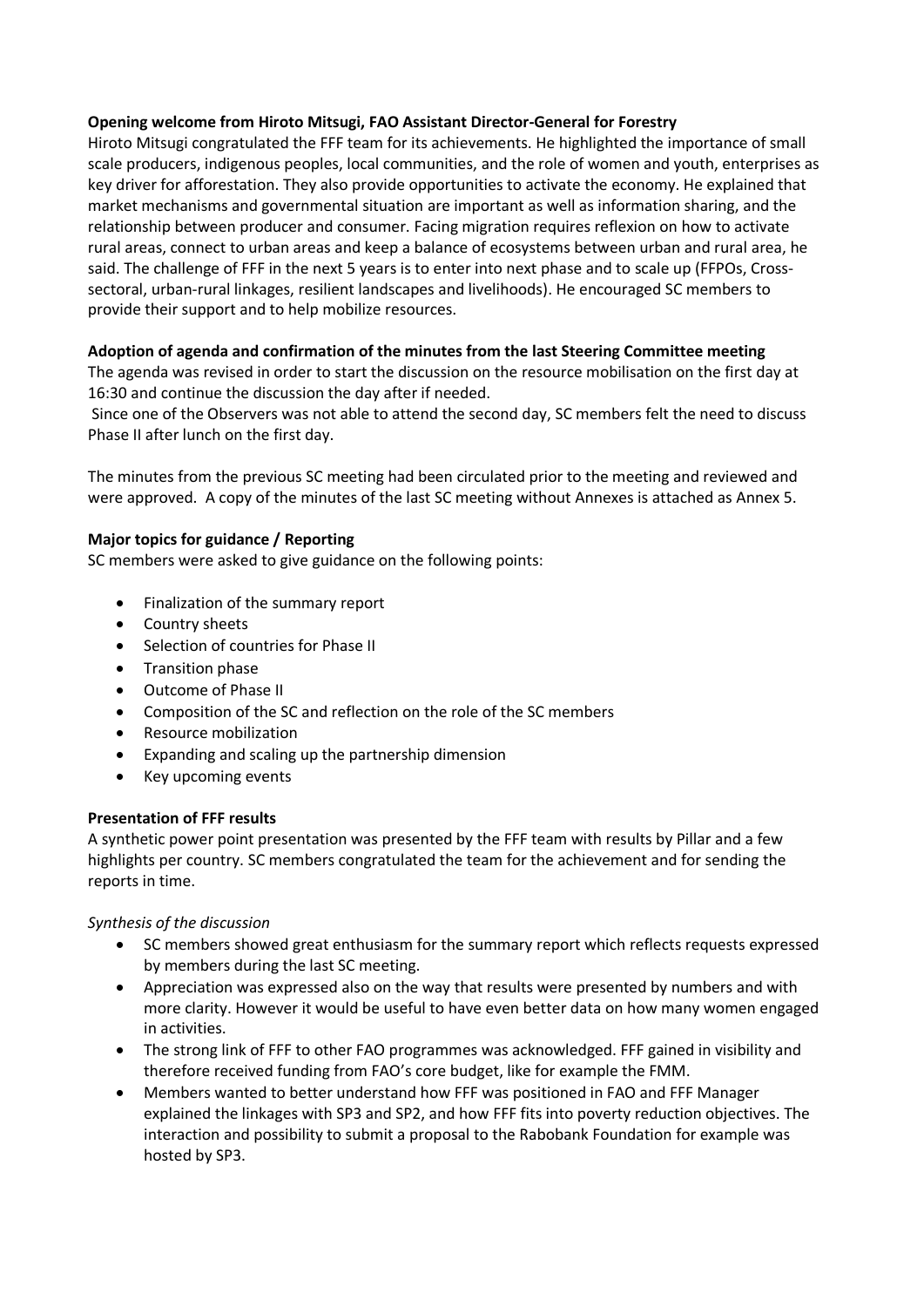**Opening welcome from Hiroto Mitsugi, FAO Assistant Director-General for Forestry**

Hiroto Mitsugi congratulated the FFF team for its achievements. He highlighted the importance of small scale producers, indigenous peoples, local communities, and the role of women and youth, enterprises as key driver for afforestation. They also provide opportunities to activate the economy. He explained that market mechanisms and governmental situation are important as well as information sharing, and the relationship between producer and consumer. Facing migration requires reflexion on how to activate rural areas, connect to urban areas and keep a balance of ecosystems between urban and rural area, he said. The challenge of FFF in the next 5 years is to enter into next phase and to scale up (FFPOs, Cross-sectoral, urban-rural linkages, resilient landscapes and livelihoods). He encouraged SC members to provide their support and to help mobilize resources.

**Adoption of agenda and confirmation of the minutes from the last Steering Committee meeting**

The agenda was revised in order to start the discussion on the resource mobilisation on the first day at 16:30 and continue the discussion the day after if needed.

Since one of the Observers was not able to attend the second day, SC members felt the need to discuss Phase II after lunch on the first day.

The minutes from the previous SC meeting had been circulated prior to the meeting and reviewed and were approved. A copy of the minutes of the last SC meeting without Annexes is attached as Annex 5.

**Major topics for guidance / Reporting**

SC members were asked to give guidance on the following points:

- Finalization of the summary report
- Country sheets
- Selection of countries for Phase II
- Transition phase
- Outcome of Phase II
- Composition of the SC and reflection on the role of the SC members
- Resource mobilization
- Expanding and scaling up the partnership dimension
- Key upcoming events

**Presentation of FFF results**

A synthetic power point presentation was presented by the FFF team with results by Pillar and a few highlights per country. SC members congratulated the team for the achievement and for sending the reports in time.

*Synthesis of the discussion*

- SC members showed great enthusiasm for the summary report which reflects requests expressed by members during the last SC meeting.
- Appreciation was expressed also on the way that results were presented by numbers and with more clarity. However it would be useful to have even better data on how many women engaged in activities.
- The strong link of FFF to other FAO programmes was acknowledged. FFF gained in visibility and therefore received funding from FAO's core budget, like for example the FMM.
- Members wanted to better understand how FFF was positioned in FAO and FFF Manager explained the linkages with SP3 and SP2, and how FFF fits into poverty reduction objectives. The interaction and possibility to submit a proposal to the Rabobank Foundation for example was hosted by SP3.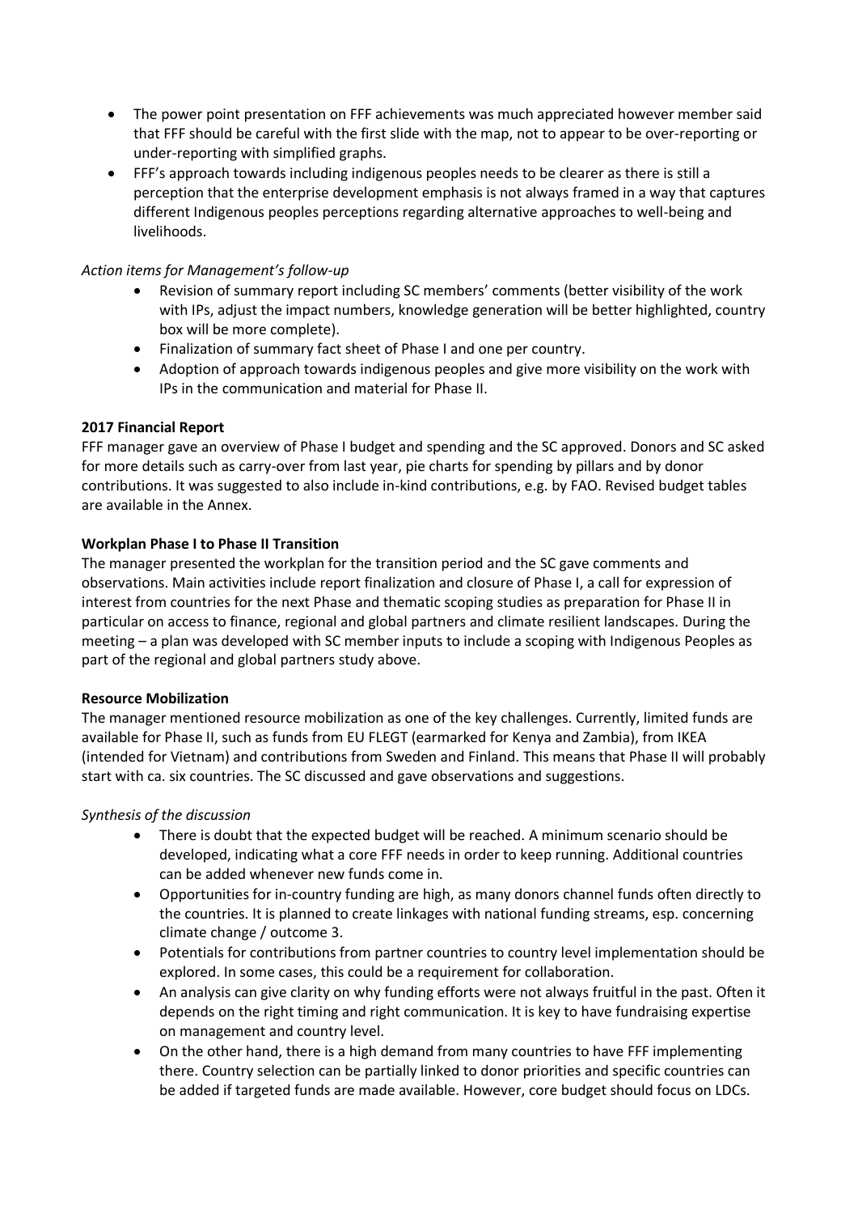- The power point presentation on FFF achievements was much appreciated however member said that FFF should be careful with the first slide with the map, not to appear to be over-reporting or under-reporting with simplified graphs.
- FFF's approach towards including indigenous peoples needs to be clearer as there is still a perception that the enterprise development emphasis is not always framed in a way that captures different Indigenous peoples perceptions regarding alternative approaches to well-being and livelihoods.

*Action items for Management's follow-up*

- Revision of summary report including SC members' comments (better visibility of the work with IPs, adjust the impact numbers, knowledge generation will be better highlighted, country box will be more complete).
- Finalization of summary fact sheet of Phase I and one per country.
- Adoption of approach towards indigenous peoples and give more visibility on the work with IPs in the communication and material for Phase II.

**2017 Financial Report**

FFF manager gave an overview of Phase I budget and spending and the SC approved. Donors and SC asked for more details such as carry-over from last year, pie charts for spending by pillars and by donor contributions. It was suggested to also include in-kind contributions, e.g. by FAO. Revised budget tables are available in the Annex.

**Workplan Phase I to Phase II Transition**

The manager presented the workplan for the transition period and the SC gave comments and observations. Main activities include report finalization and closure of Phase I, a call for expression of interest from countries for the next Phase and thematic scoping studies as preparation for Phase II in particular on access to finance, regional and global partners and climate resilient landscapes. During the meeting – a plan was developed with SC member inputs to include a scoping with Indigenous Peoples as part of the regional and global partners study above.

**Resource Mobilization**

The manager mentioned resource mobilization as one of the key challenges. Currently, limited funds are available for Phase II, such as funds from EU FLEGT (earmarked for Kenya and Zambia), from IKEA (intended for Vietnam) and contributions from Sweden and Finland. This means that Phase II will probably start with ca. six countries. The SC discussed and gave observations and suggestions.

*Synthesis of the discussion*

- There is doubt that the expected budget will be reached. A minimum scenario should be developed, indicating what a core FFF needs in order to keep running. Additional countries can be added whenever new funds come in.
- Opportunities for in-country funding are high, as many donors channel funds often directly to the countries. It is planned to create linkages with national funding streams, esp. concerning climate change / outcome 3.
- Potentials for contributions from partner countries to country level implementation should be explored. In some cases, this could be a requirement for collaboration.
- An analysis can give clarity on why funding efforts were not always fruitful in the past. Often it depends on the right timing and right communication. It is key to have fundraising expertise on management and country level.
- On the other hand, there is a high demand from many countries to have FFF implementing there. Country selection can be partially linked to donor priorities and specific countries can be added if targeted funds are made available. However, core budget should focus on LDCs.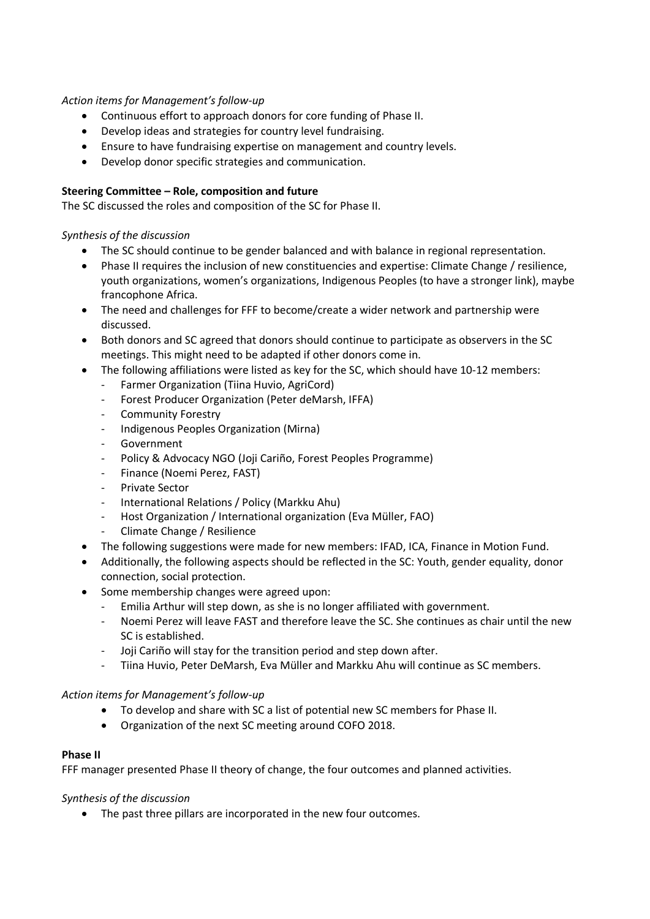*Action items for Management's follow-up*

- Continuous effort to approach donors for core funding of Phase II.
- Develop ideas and strategies for country level fundraising.
- Ensure to have fundraising expertise on management and country levels.
- Develop donor specific strategies and communication.

**Steering Committee – Role, composition and future**

The SC discussed the roles and composition of the SC for Phase II.

*Synthesis of the discussion*

- The SC should continue to be gender balanced and with balance in regional representation.
- Phase II requires the inclusion of new constituencies and expertise: Climate Change / resilience, youth organizations, women's organizations, Indigenous Peoples (to have a stronger link), maybe francophone Africa.
- The need and challenges for FFF to become/create a wider network and partnership were discussed.
- Both donors and SC agreed that donors should continue to participate as observers in the SC meetings. This might need to be adapted if other donors come in.
- The following affiliations were listed as key for the SC, which should have 10-12 members:
  - Farmer Organization (Tiina Huvio, AgriCord)
  - Forest Producer Organization (Peter deMarsh, IFFA)
  - Community Forestry
  - Indigenous Peoples Organization (Mirna)
  - Government
  - Policy & Advocacy NGO (Joji Cariño, Forest Peoples Programme)
  - Finance (Noemi Perez, FAST)
  - Private Sector
  - International Relations / Policy (Markku Ahu)
  - Host Organization / International organization (Eva Müller, FAO)
  - Climate Change / Resilience
- The following suggestions were made for new members: IFAD, ICA, Finance in Motion Fund.
- Additionally, the following aspects should be reflected in the SC: Youth, gender equality, donor connection, social protection.
- Some membership changes were agreed upon:
  - Emilia Arthur will step down, as she is no longer affiliated with government.
  - Noemi Perez will leave FAST and therefore leave the SC. She continues as chair until the new SC is established.
  - Joji Cariño will stay for the transition period and step down after.
  - Tiina Huvio, Peter DeMarsh, Eva Müller and Markku Ahu will continue as SC members.

*Action items for Management's follow-up*

- To develop and share with SC a list of potential new SC members for Phase II.
- Organization of the next SC meeting around COFO 2018.

**Phase II**

FFF manager presented Phase II theory of change, the four outcomes and planned activities.

*Synthesis of the discussion*

- The past three pillars are incorporated in the new four outcomes.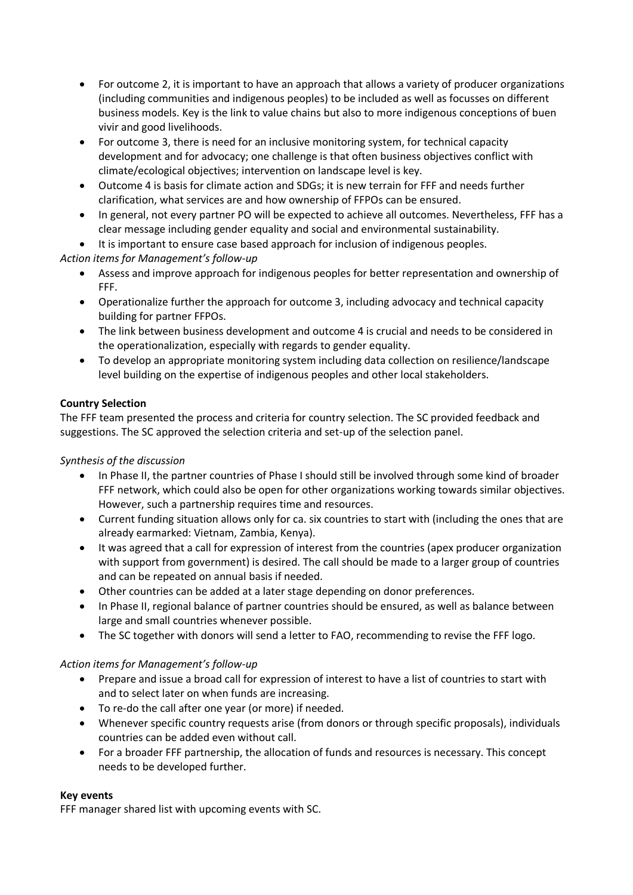- For outcome 2, it is important to have an approach that allows a variety of producer organizations (including communities and indigenous peoples) to be included as well as focusses on different business models. Key is the link to value chains but also to more indigenous conceptions of buen vivir and good livelihoods.
- For outcome 3, there is need for an inclusive monitoring system, for technical capacity development and for advocacy; one challenge is that often business objectives conflict with climate/ecological objectives; intervention on landscape level is key.
- Outcome 4 is basis for climate action and SDGs; it is new terrain for FFF and needs further clarification, what services are and how ownership of FFPOs can be ensured.
- In general, not every partner PO will be expected to achieve all outcomes. Nevertheless, FFF has a clear message including gender equality and social and environmental sustainability.
- It is important to ensure case based approach for inclusion of indigenous peoples.

*Action items for Management's follow-up*

- Assess and improve approach for indigenous peoples for better representation and ownership of FFF.
- Operationalize further the approach for outcome 3, including advocacy and technical capacity building for partner FFPOs.
- The link between business development and outcome 4 is crucial and needs to be considered in the operationalization, especially with regards to gender equality.
- To develop an appropriate monitoring system including data collection on resilience/landscape level building on the expertise of indigenous peoples and other local stakeholders.

**Country Selection**

The FFF team presented the process and criteria for country selection. The SC provided feedback and suggestions. The SC approved the selection criteria and set-up of the selection panel.

*Synthesis of the discussion*

- In Phase II, the partner countries of Phase I should still be involved through some kind of broader FFF network, which could also be open for other organizations working towards similar objectives. However, such a partnership requires time and resources.
- Current funding situation allows only for ca. six countries to start with (including the ones that are already earmarked: Vietnam, Zambia, Kenya).
- It was agreed that a call for expression of interest from the countries (apex producer organization with support from government) is desired. The call should be made to a larger group of countries and can be repeated on annual basis if needed.
- Other countries can be added at a later stage depending on donor preferences.
- In Phase II, regional balance of partner countries should be ensured, as well as balance between large and small countries whenever possible.
- The SC together with donors will send a letter to FAO, recommending to revise the FFF logo.

*Action items for Management's follow-up*

- Prepare and issue a broad call for expression of interest to have a list of countries to start with and to select later on when funds are increasing.
- To re-do the call after one year (or more) if needed.
- Whenever specific country requests arise (from donors or through specific proposals), individuals countries can be added even without call.
- For a broader FFF partnership, the allocation of funds and resources is necessary. This concept needs to be developed further.

**Key events**

FFF manager shared list with upcoming events with SC.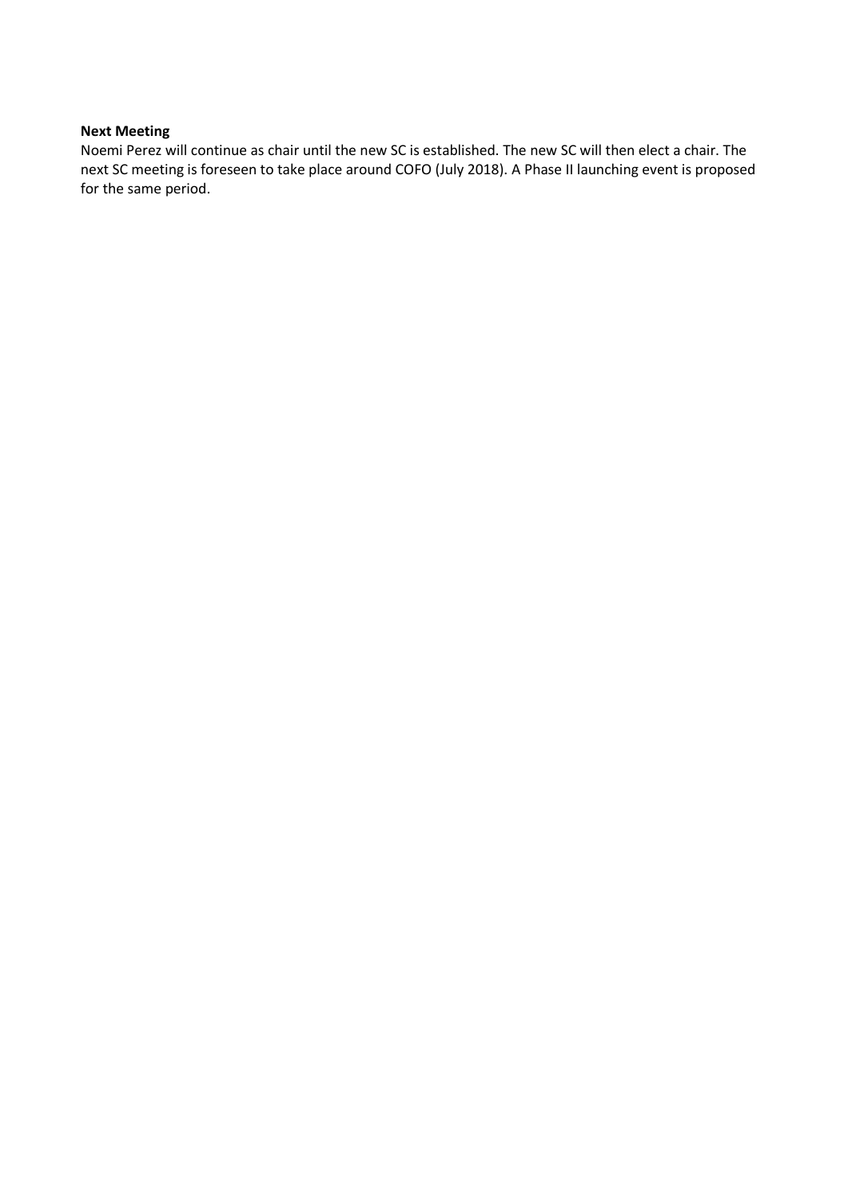**Next Meeting**

Noemi Perez will continue as chair until the new SC is established. The new SC will then elect a chair. The next SC meeting is foreseen to take place around COFO (July 2018). A Phase II launching event is proposed for the same period.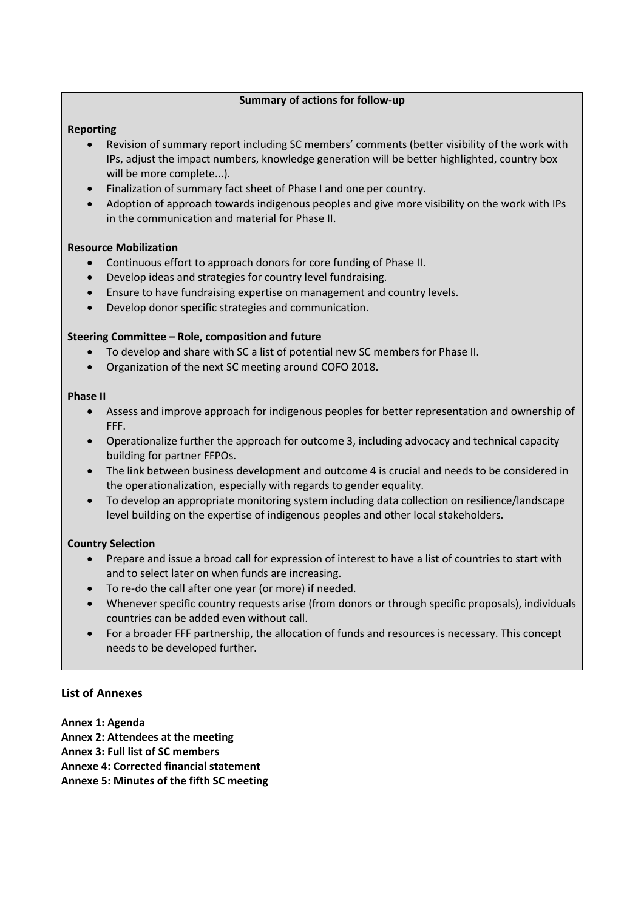**Summary of actions for follow-up**

**Reporting**

- Revision of summary report including SC members' comments (better visibility of the work with IPs, adjust the impact numbers, knowledge generation will be better highlighted, country box will be more complete...).
- Finalization of summary fact sheet of Phase I and one per country.
- Adoption of approach towards indigenous peoples and give more visibility on the work with IPs in the communication and material for Phase II.

**Resource Mobilization**

- Continuous effort to approach donors for core funding of Phase II.
- Develop ideas and strategies for country level fundraising.
- Ensure to have fundraising expertise on management and country levels.
- Develop donor specific strategies and communication.

**Steering Committee – Role, composition and future**

- To develop and share with SC a list of potential new SC members for Phase II.
- Organization of the next SC meeting around COFO 2018.

**Phase II**

- Assess and improve approach for indigenous peoples for better representation and ownership of FFF.
- Operationalize further the approach for outcome 3, including advocacy and technical capacity building for partner FFPOs.
- The link between business development and outcome 4 is crucial and needs to be considered in the operationalization, especially with regards to gender equality.
- To develop an appropriate monitoring system including data collection on resilience/landscape level building on the expertise of indigenous peoples and other local stakeholders.

**Country Selection**

- Prepare and issue a broad call for expression of interest to have a list of countries to start with and to select later on when funds are increasing.
- To re-do the call after one year (or more) if needed.
- Whenever specific country requests arise (from donors or through specific proposals), individuals countries can be added even without call.
- For a broader FFF partnership, the allocation of funds and resources is necessary. This concept needs to be developed further.

## List of Annexes

**Annex 1: Agenda**
**Annex 2: Attendees at the meeting**
**Annex 3: Full list of SC members**
**Annexe 4: Corrected financial statement**
**Annexe 5: Minutes of the fifth SC meeting**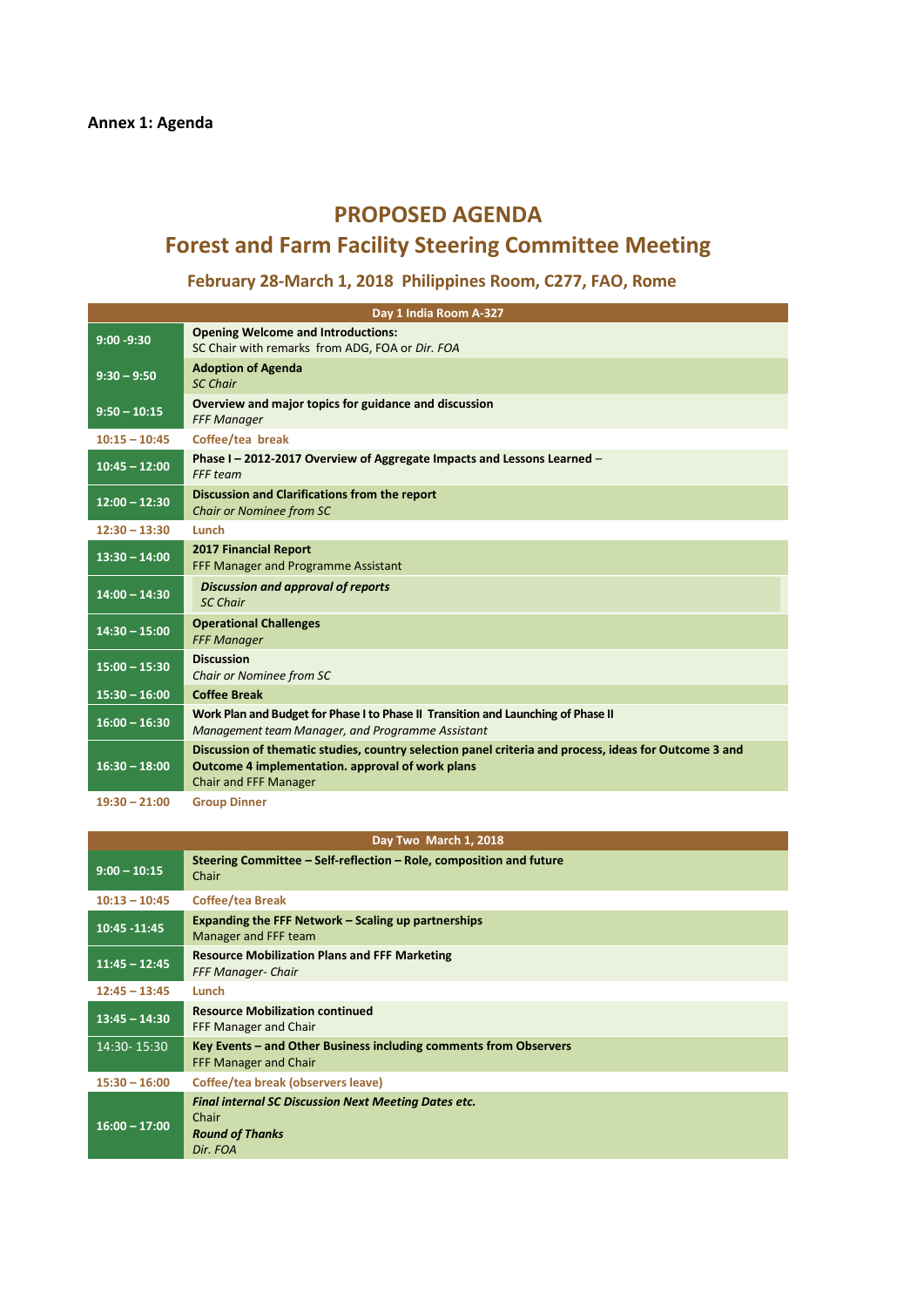**Annex 1: Agenda**

# PROPOSED AGENDA

# Forest and Farm Facility Steering Committee Meeting

## February 28-March 1, 2018 Philippines Room, C277, FAO, Rome

| Day 1 India Room A-327 | |
|---|---|
| 9:00 -9:30 | **Opening Welcome and Introductions:**<br>SC Chair with remarks from ADG, FOA or *Dir. FOA* |
| 9:30 – 9:50 | **Adoption of Agenda**<br>*SC Chair* |
| 9:50 – 10:15 | **Overview and major topics for guidance and discussion**<br>*FFF Manager* |
| 10:15 – 10:45 | **Coffee/tea break** |
| 10:45 – 12:00 | **Phase I – 2012-2017 Overview of Aggregate Impacts and Lessons Learned** –<br>*FFF team* |
| 12:00 – 12:30 | **Discussion and Clarifications from the report**<br>*Chair or Nominee from SC* |
| 12:30 – 13:30 | **Lunch** |
| 13:30 – 14:00 | **2017 Financial Report**<br>FFF Manager and Programme Assistant |
| 14:00 – 14:30 | ***Discussion and approval of reports***<br>*SC Chair* |
| 14:30 – 15:00 | **Operational Challenges**<br>*FFF Manager* |
| 15:00 – 15:30 | **Discussion**<br>*Chair or Nominee from SC* |
| 15:30 – 16:00 | **Coffee Break** |
| 16:00 – 16:30 | **Work Plan and Budget for Phase I to Phase II Transition and Launching of Phase II**<br>*Management team Manager, and Programme Assistant* |
| 16:30 – 18:00 | **Discussion of thematic studies, country selection panel criteria and process, ideas for Outcome 3 and Outcome 4 implementation. approval of work plans**<br>Chair and FFF Manager |
| 19:30 – 21:00 | **Group Dinner** |

| Day Two March 1, 2018 | |
|---|---|
| 9:00 – 10:15 | **Steering Committee – Self-reflection – Role, composition and future**<br>Chair |
| 10:13 – 10:45 | **Coffee/tea Break** |
| 10:45 -11:45 | **Expanding the FFF Network – Scaling up partnerships**<br>Manager and FFF team |
| 11:45 – 12:45 | **Resource Mobilization Plans and FFF Marketing**<br>*FFF Manager- Chair* |
| 12:45 – 13:45 | **Lunch** |
| 13:45 – 14:30 | **Resource Mobilization continued**<br>FFF Manager and Chair |
| 14:30- 15:30 | **Key Events – and Other Business including comments from Observers**<br>FFF Manager and Chair |
| 15:30 – 16:00 | **Coffee/tea break (observers leave)** |
| 16:00 – 17:00 | ***Final internal SC Discussion Next Meeting Dates etc.***<br>Chair<br>***Round of Thanks***<br>*Dir. FOA* |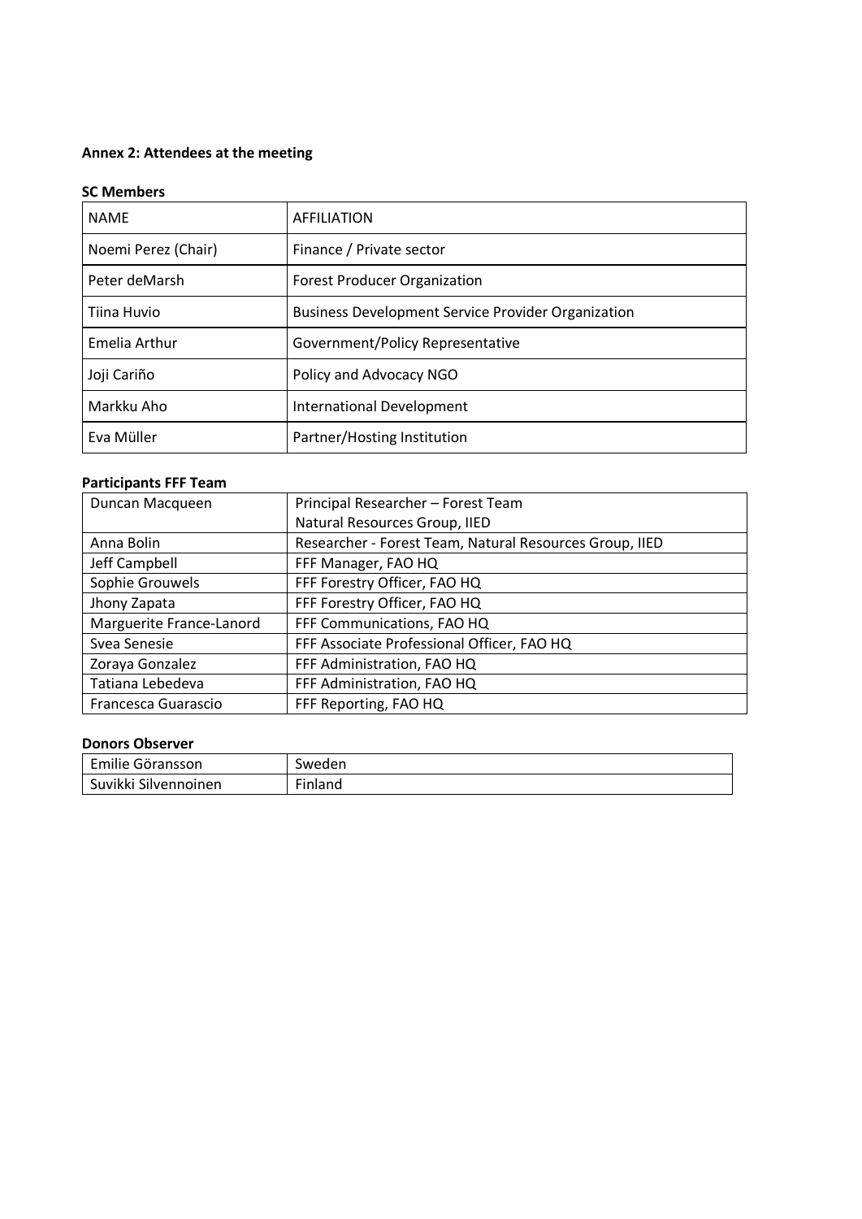**Annex 2: Attendees at the meeting**

**SC Members**

| NAME | AFFILIATION |
|---|---|
| Noemi Perez (Chair) | Finance / Private sector |
| Peter deMarsh | Forest Producer Organization |
| Tiina Huvio | Business Development Service Provider Organization |
| Emelia Arthur | Government/Policy Representative |
| Joji Cariño | Policy and Advocacy NGO |
| Markku Aho | International Development |
| Eva Müller | Partner/Hosting Institution |

**Participants FFF Team**

| | |
|---|---|
| Duncan Macqueen | Principal Researcher – Forest Team<br>Natural Resources Group, IIED |
| Anna Bolin | Researcher - Forest Team, Natural Resources Group, IIED |
| Jeff Campbell | FFF Manager, FAO HQ |
| Sophie Grouwels | FFF Forestry Officer, FAO HQ |
| Jhony Zapata | FFF Forestry Officer, FAO HQ |
| Marguerite France-Lanord | FFF Communications, FAO HQ |
| Svea Senesie | FFF Associate Professional Officer, FAO HQ |
| Zoraya Gonzalez | FFF Administration, FAO HQ |
| Tatiana Lebedeva | FFF Administration, FAO HQ |
| Francesca Guarascio | FFF Reporting, FAO HQ |

**Donors Observer**

| | |
|---|---|
| Emilie Göransson | Sweden |
| Suvikki Silvennoinen | Finland |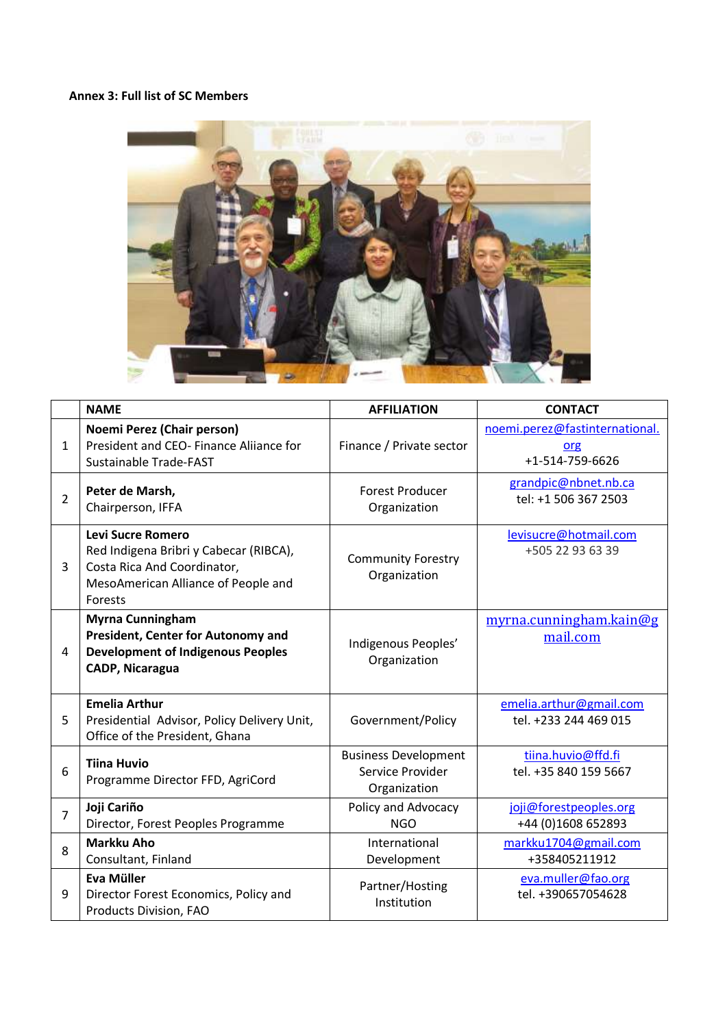**Annex 3: Full list of SC Members**

| | NAME | AFFILIATION | CONTACT |
|---|---|---|---|
| 1 | **Noemi Perez (Chair person)**<br>President and CEO- Finance Aliiance for Sustainable Trade-FAST | Finance / Private sector | noemi.perez@fastinternational.org<br>+1-514-759-6626 |
| 2 | **Peter de Marsh,**<br>Chairperson, IFFA | Forest Producer Organization | grandpic@nbnet.nb.ca<br>tel: +1 506 367 2503 |
| 3 | **Levi Sucre Romero**<br>Red Indigena Bribri y Cabecar (RIBCA), Costa Rica And Coordinator, MesoAmerican Alliance of People and Forests | Community Forestry Organization | levisucre@hotmail.com<br>+505 22 93 63 39 |
| 4 | **Myrna Cunningham**<br>**President, Center for Autonomy and Development of Indigenous Peoples CADP, Nicaragua** | Indigenous Peoples' Organization | myrna.cunningham.kain@gmail.com |
| 5 | **Emelia Arthur**<br>Presidential Advisor, Policy Delivery Unit, Office of the President, Ghana | Government/Policy | emelia.arthur@gmail.com<br>tel. +233 244 469 015 |
| 6 | **Tiina Huvio**<br>Programme Director FFD, AgriCord | Business Development Service Provider Organization | tiina.huvio@ffd.fi<br>tel. +35 840 159 5667 |
| 7 | **Joji Cariño**<br>Director, Forest Peoples Programme | Policy and Advocacy NGO | joji@forestpeoples.org<br>+44 (0)1608 652893 |
| 8 | **Markku Aho**<br>Consultant, Finland | International Development | markku1704@gmail.com<br>+358405211912 |
| 9 | **Eva Müller**<br>Director Forest Economics, Policy and Products Division, FAO | Partner/Hosting Institution | eva.muller@fao.org<br>tel. +390657054628 |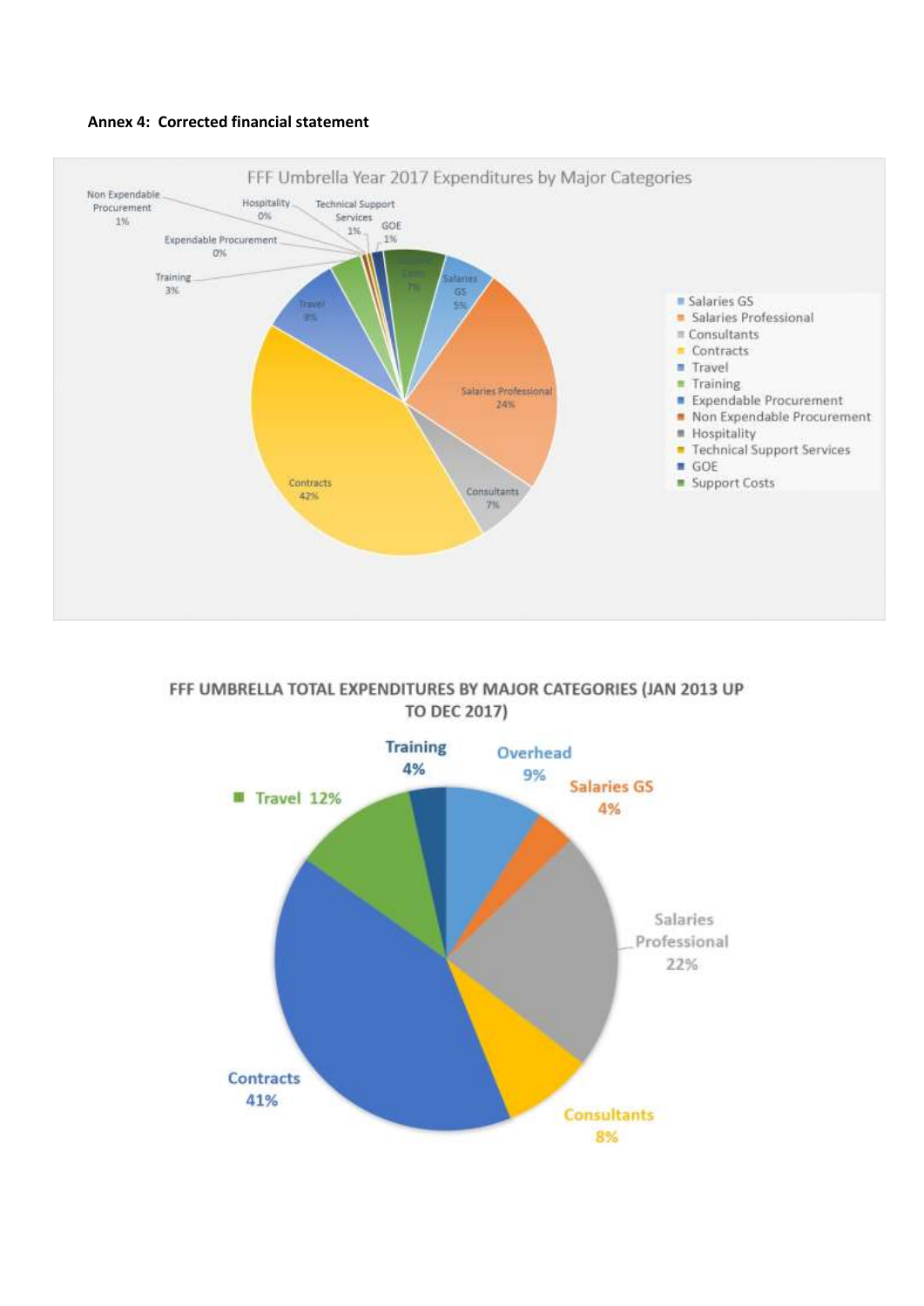**Annex 4: Corrected financial statement**

FFF Umbrella Year 2017 Expenditures by Major Categories

| Category | Share |
| --- | --- |
| Salaries GS | 5% |
| Salaries Professional | 24% |
| Consultants | 7% |
| Contracts | 42% |
| Travel | 9% |
| Training | 3% |
| Expendable Procurement | 0% |
| Non Expendable Procurement | 1% |
| Hospitality | 0% |
| Technical Support Services | 1% |
| GOE | 1% |
| Support Costs | 7% |

FFF UMBRELLA TOTAL EXPENDITURES BY MAJOR CATEGORIES (JAN 2013 UP TO DEC 2017)

| Category | Share |
| --- | --- |
| Overhead | 9% |
| Salaries GS | 4% |
| Salaries Professional | 22% |
| Consultants | 8% |
| Contracts | 41% |
| Travel | 12% |
| Training | 4% |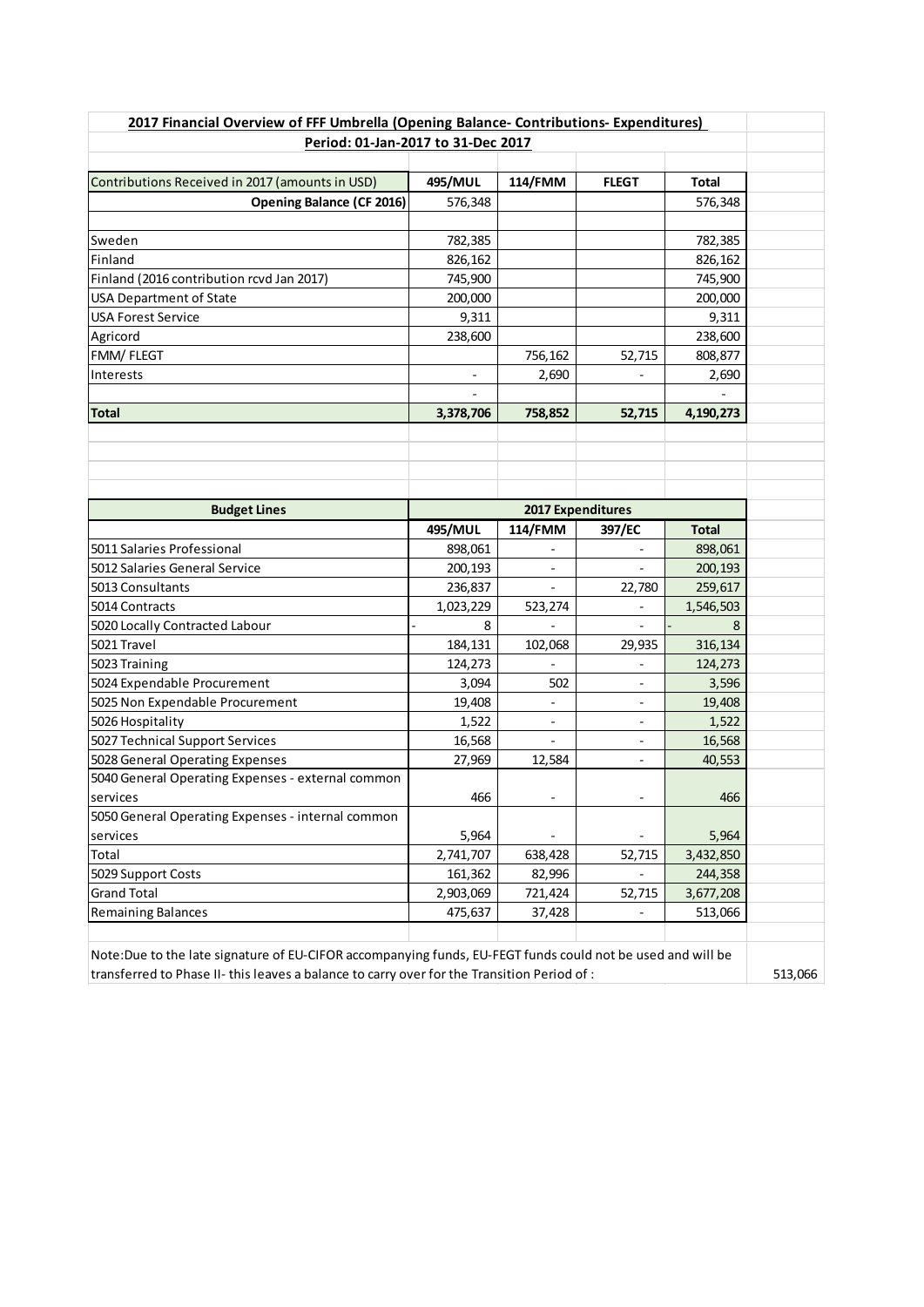**2017 Financial Overview of FFF Umbrella (Opening Balance- Contributions- Expenditures)**

**Period: 01-Jan-2017 to 31-Dec 2017**

| Contributions Received in 2017 (amounts in USD) | 495/MUL | 114/FMM | FLEGT | Total |
|---|---|---|---|---|
| **Opening Balance (CF 2016)** | 576,348 | | | 576,348 |
| | | | | |
| Sweden | 782,385 | | | 782,385 |
| Finland | 826,162 | | | 826,162 |
| Finland (2016 contribution rcvd Jan 2017) | 745,900 | | | 745,900 |
| USA Department of State | 200,000 | | | 200,000 |
| USA Forest Service | 9,311 | | | 9,311 |
| Agricord | 238,600 | | | 238,600 |
| FMM/ FLEGT | | 756,162 | 52,715 | 808,877 |
| Interests | - | 2,690 | - | 2,690 |
| | - | | | - |
| **Total** | **3,378,706** | **758,852** | **52,715** | **4,190,273** |

| Budget Lines | 2017 Expenditures | | | |
|---|---|---|---|---|
| | 495/MUL | 114/FMM | 397/EC | Total |
| 5011 Salaries Professional | 898,061 | - | - | 898,061 |
| 5012 Salaries General Service | 200,193 | - | - | 200,193 |
| 5013 Consultants | 236,837 | - | 22,780 | 259,617 |
| 5014 Contracts | 1,023,229 | 523,274 | - | 1,546,503 |
| 5020 Locally Contracted Labour | - 8 | - | - | - 8 |
| 5021 Travel | 184,131 | 102,068 | 29,935 | 316,134 |
| 5023 Training | 124,273 | - | - | 124,273 |
| 5024 Expendable Procurement | 3,094 | 502 | - | 3,596 |
| 5025 Non Expendable Procurement | 19,408 | - | - | 19,408 |
| 5026 Hospitality | 1,522 | - | - | 1,522 |
| 5027 Technical Support Services | 16,568 | - | - | 16,568 |
| 5028 General Operating Expenses | 27,969 | 12,584 | - | 40,553 |
| 5040 General Operating Expenses - external common services | 466 | - | - | 466 |
| 5050 General Operating Expenses - internal common services | 5,964 | - | - | 5,964 |
| Total | 2,741,707 | 638,428 | 52,715 | 3,432,850 |
| 5029 Support Costs | 161,362 | 82,996 | - | 244,358 |
| Grand Total | 2,903,069 | 721,424 | 52,715 | 3,677,208 |
| Remaining Balances | 475,637 | 37,428 | - | 513,066 |

Note:Due to the late signature of EU-CIFOR accompanying funds, EU-FEGT funds could not be used and will be transferred to Phase II- this leaves a balance to carry over for the Transition Period of : 513,066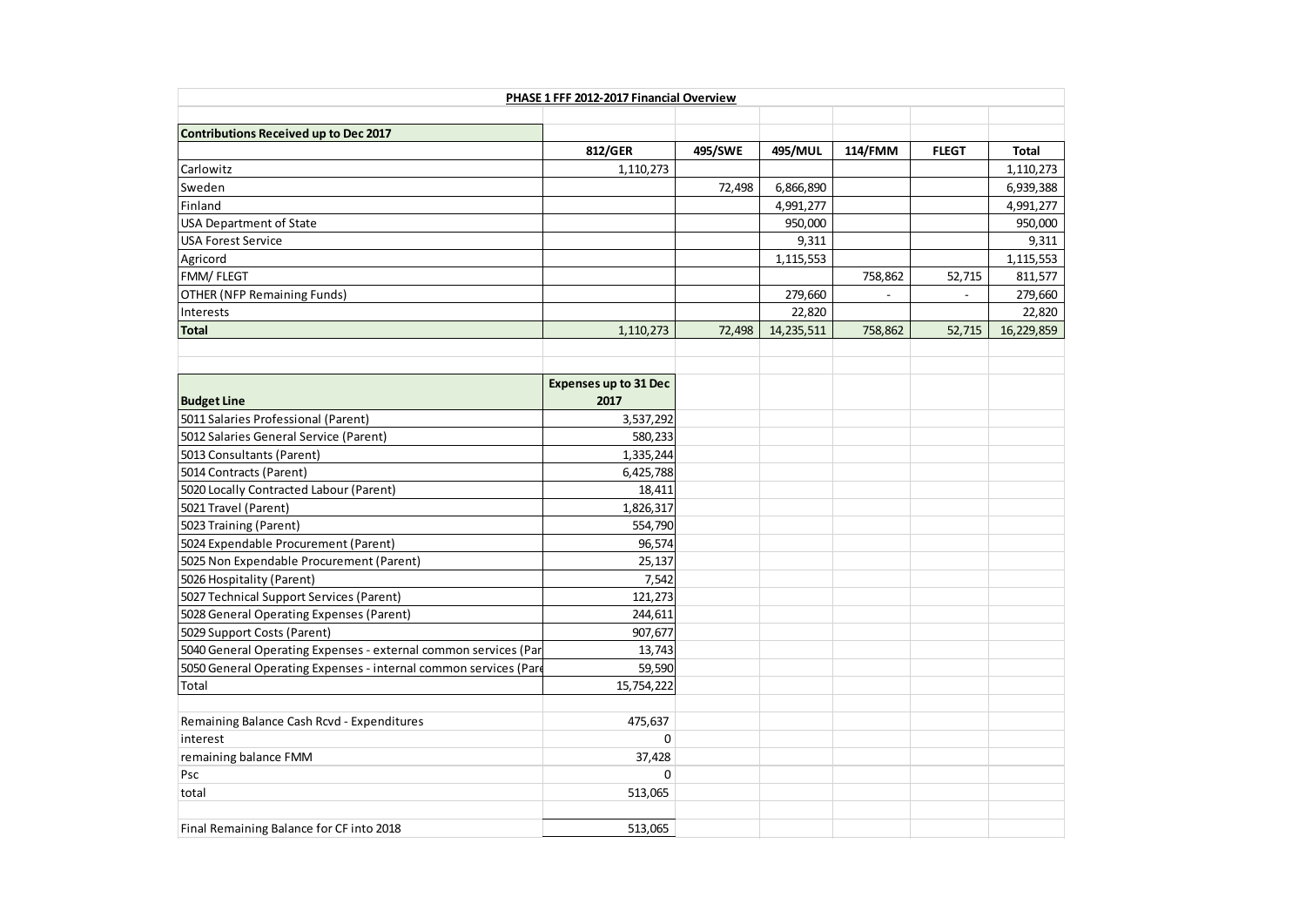**PHASE 1 FFF 2012-2017 Financial Overview**

| Contributions Received up to Dec 2017 | 812/GER | 495/SWE | 495/MUL | 114/FMM | FLEGT | Total |
|---|---|---|---|---|---|---|
| Carlowitz | 1,110,273 | | | | | 1,110,273 |
| Sweden | | 72,498 | 6,866,890 | | | 6,939,388 |
| Finland | | | 4,991,277 | | | 4,991,277 |
| USA Department of State | | | 950,000 | | | 950,000 |
| USA Forest Service | | | 9,311 | | | 9,311 |
| Agricord | | | 1,115,553 | | | 1,115,553 |
| FMM/ FLEGT | | | | 758,862 | 52,715 | 811,577 |
| OTHER (NFP Remaining Funds) | | | 279,660 | - | - | 279,660 |
| Interests | | | 22,820 | | | 22,820 |
| **Total** | 1,110,273 | 72,498 | 14,235,511 | 758,862 | 52,715 | 16,229,859 |

| Budget Line | Expenses up to 31 Dec 2017 |
|---|---|
| 5011 Salaries Professional (Parent) | 3,537,292 |
| 5012 Salaries General Service (Parent) | 580,233 |
| 5013 Consultants (Parent) | 1,335,244 |
| 5014 Contracts (Parent) | 6,425,788 |
| 5020 Locally Contracted Labour (Parent) | 18,411 |
| 5021 Travel (Parent) | 1,826,317 |
| 5023 Training (Parent) | 554,790 |
| 5024 Expendable Procurement (Parent) | 96,574 |
| 5025 Non Expendable Procurement (Parent) | 25,137 |
| 5026 Hospitality (Parent) | 7,542 |
| 5027 Technical Support Services (Parent) | 121,273 |
| 5028 General Operating Expenses (Parent) | 244,611 |
| 5029 Support Costs (Parent) | 907,677 |
| 5040 General Operating Expenses - external common services (Par | 13,743 |
| 5050 General Operating Expenses - internal common services (Pare | 59,590 |
| Total | 15,754,222 |
| | |
| Remaining Balance Cash Rcvd - Expenditures | 475,637 |
| interest | 0 |
| remaining balance FMM | 37,428 |
| Psc | 0 |
| total | 513,065 |
| | |
| Final Remaining Balance for CF into 2018 | 513,065 |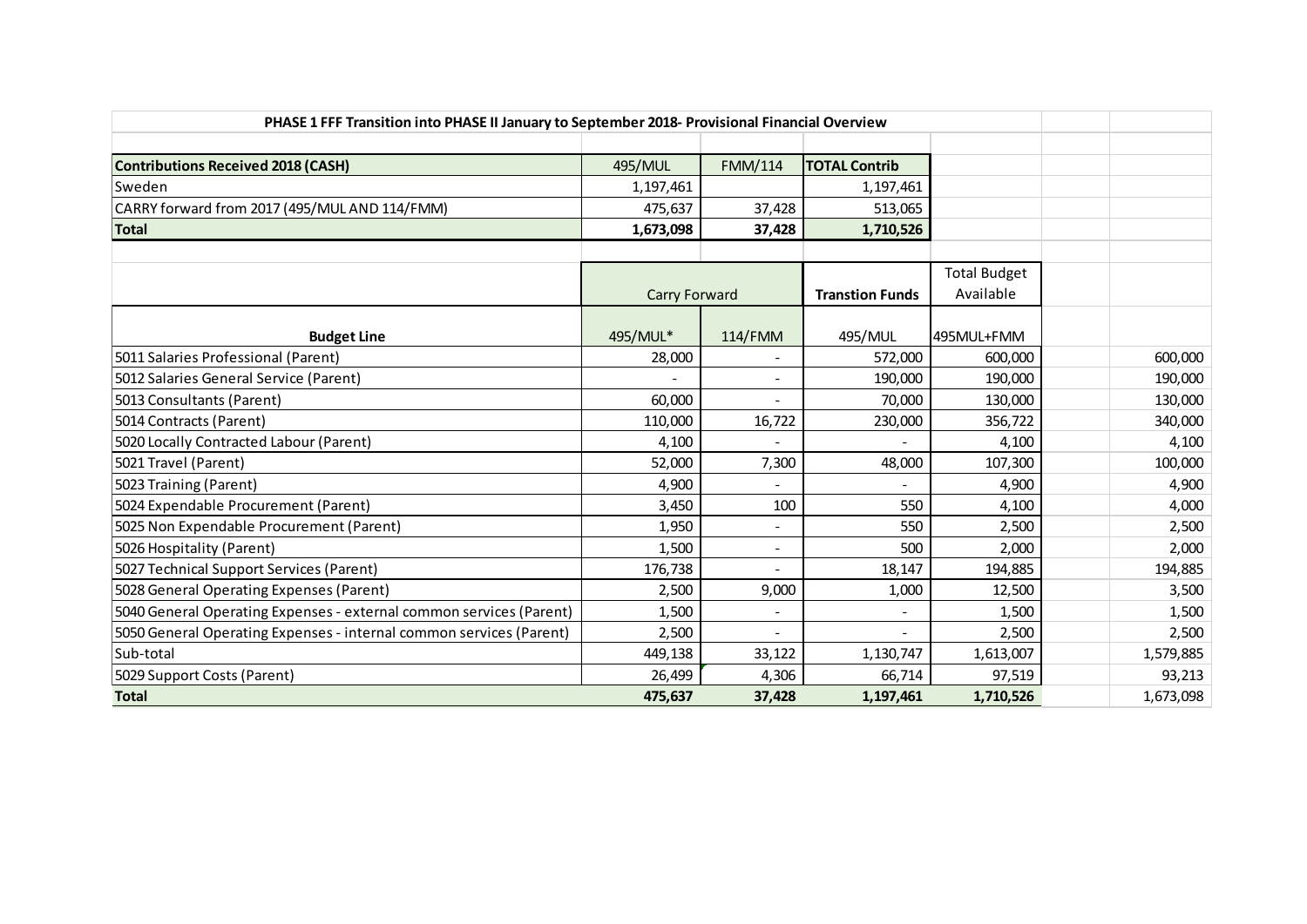**PHASE 1 FFF Transition into PHASE II January to September 2018- Provisional Financial Overview**

| **Contributions Received 2018 (CASH)** | 495/MUL | FMM/114 | **TOTAL Contrib** |
|---|---|---|---|
| Sweden | 1,197,461 | | 1,197,461 |
| CARRY forward from 2017 (495/MUL AND 114/FMM) | 475,637 | 37,428 | 513,065 |
| **Total** | **1,673,098** | **37,428** | **1,710,526** |

| | Carry Forward | | **Transtion Funds** | Total Budget Available | | |
|---|---|---|---|---|---|---|
| **Budget Line** | 495/MUL* | 114/FMM | 495/MUL | 495MUL+FMM | | |
| 5011 Salaries Professional (Parent) | 28,000 | - | 572,000 | 600,000 | | 600,000 |
| 5012 Salaries General Service (Parent) | - | - | 190,000 | 190,000 | | 190,000 |
| 5013 Consultants (Parent) | 60,000 | - | 70,000 | 130,000 | | 130,000 |
| 5014 Contracts (Parent) | 110,000 | 16,722 | 230,000 | 356,722 | | 340,000 |
| 5020 Locally Contracted Labour (Parent) | 4,100 | - | - | 4,100 | | 4,100 |
| 5021 Travel (Parent) | 52,000 | 7,300 | 48,000 | 107,300 | | 100,000 |
| 5023 Training (Parent) | 4,900 | - | - | 4,900 | | 4,900 |
| 5024 Expendable Procurement (Parent) | 3,450 | 100 | 550 | 4,100 | | 4,000 |
| 5025 Non Expendable Procurement (Parent) | 1,950 | - | 550 | 2,500 | | 2,500 |
| 5026 Hospitality (Parent) | 1,500 | - | 500 | 2,000 | | 2,000 |
| 5027 Technical Support Services (Parent) | 176,738 | - | 18,147 | 194,885 | | 194,885 |
| 5028 General Operating Expenses (Parent) | 2,500 | 9,000 | 1,000 | 12,500 | | 3,500 |
| 5040 General Operating Expenses - external common services (Parent) | 1,500 | - | - | 1,500 | | 1,500 |
| 5050 General Operating Expenses - internal common services (Parent) | 2,500 | - | - | 2,500 | | 2,500 |
| Sub-total | 449,138 | 33,122 | 1,130,747 | 1,613,007 | | 1,579,885 |
| 5029 Support Costs (Parent) | 26,499 | 4,306 | 66,714 | 97,519 | | 93,213 |
| **Total** | **475,637** | **37,428** | **1,197,461** | **1,710,526** | | 1,673,098 |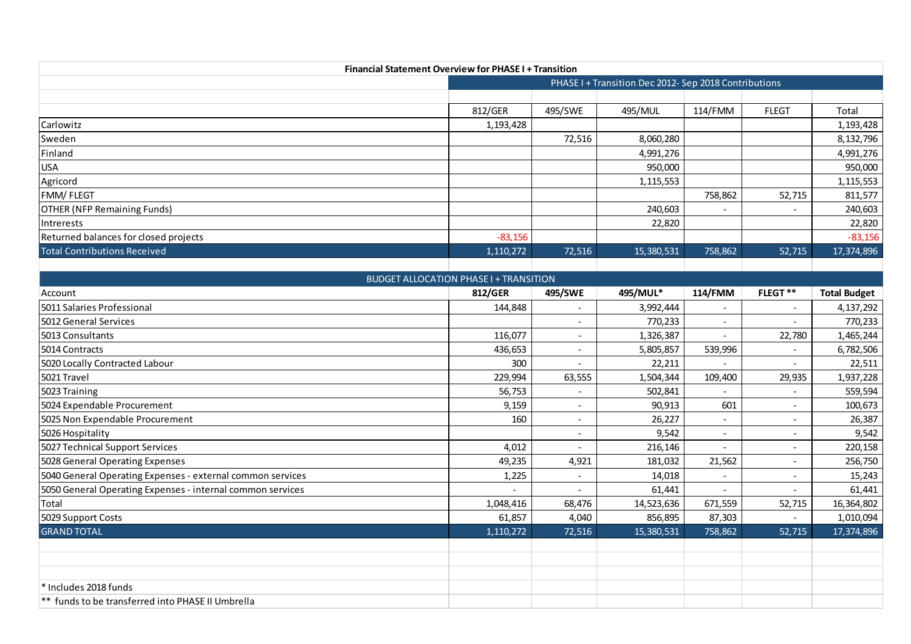**Financial Statement Overview for PHASE I + Transition**

| | PHASE I + Transition Dec 2012- Sep 2018 Contributions | | | | | |
|---|---|---|---|---|---|---|
| | 812/GER | 495/SWE | 495/MUL | 114/FMM | FLEGT | Total |
| Carlowitz | 1,193,428 | | | | | 1,193,428 |
| Sweden | | 72,516 | 8,060,280 | | | 8,132,796 |
| Finland | | | 4,991,276 | | | 4,991,276 |
| USA | | | 950,000 | | | 950,000 |
| Agricord | | | 1,115,553 | | | 1,115,553 |
| FMM/ FLEGT | | | | 758,862 | 52,715 | 811,577 |
| OTHER (NFP Remaining Funds) | | | 240,603 | - | - | 240,603 |
| Intrerests | | | 22,820 | | | 22,820 |
| Returned balances for closed projects | -83,156 | | | | | -83,156 |
| Total Contributions Received | 1,110,272 | 72,516 | 15,380,531 | 758,862 | 52,715 | 17,374,896 |

**BUDGET ALLOCATION PHASE I + TRANSITION**

| Account | 812/GER | 495/SWE | 495/MUL* | 114/FMM | FLEGT ** | Total Budget |
|---|---|---|---|---|---|---|
| 5011 Salaries Professional | 144,848 | - | 3,992,444 | - | - | 4,137,292 |
| 5012 General Services | | - | 770,233 | - | - | 770,233 |
| 5013 Consultants | 116,077 | - | 1,326,387 | - | 22,780 | 1,465,244 |
| 5014 Contracts | 436,653 | - | 5,805,857 | 539,996 | - | 6,782,506 |
| 5020 Locally Contracted Labour | 300 | - | 22,211 | - | - | 22,511 |
| 5021 Travel | 229,994 | 63,555 | 1,504,344 | 109,400 | 29,935 | 1,937,228 |
| 5023 Training | 56,753 | - | 502,841 | - | - | 559,594 |
| 5024 Expendable Procurement | 9,159 | - | 90,913 | 601 | - | 100,673 |
| 5025 Non Expendable Procurement | 160 | - | 26,227 | - | - | 26,387 |
| 5026 Hospitality | | - | 9,542 | - | - | 9,542 |
| 5027 Technical Support Services | 4,012 | - | 216,146 | - | - | 220,158 |
| 5028 General Operating Expenses | 49,235 | 4,921 | 181,032 | 21,562 | - | 256,750 |
| 5040 General Operating Expenses - external common services | 1,225 | - | 14,018 | - | - | 15,243 |
| 5050 General Operating Expenses - internal common services | - | - | 61,441 | - | - | 61,441 |
| Total | 1,048,416 | 68,476 | 14,523,636 | 671,559 | 52,715 | 16,364,802 |
| 5029 Support Costs | 61,857 | 4,040 | 856,895 | 87,303 | - | 1,010,094 |
| GRAND TOTAL | 1,110,272 | 72,516 | 15,380,531 | 758,862 | 52,715 | 17,374,896 |

\* Includes 2018 funds

** funds to be transferred into PHASE II Umbrella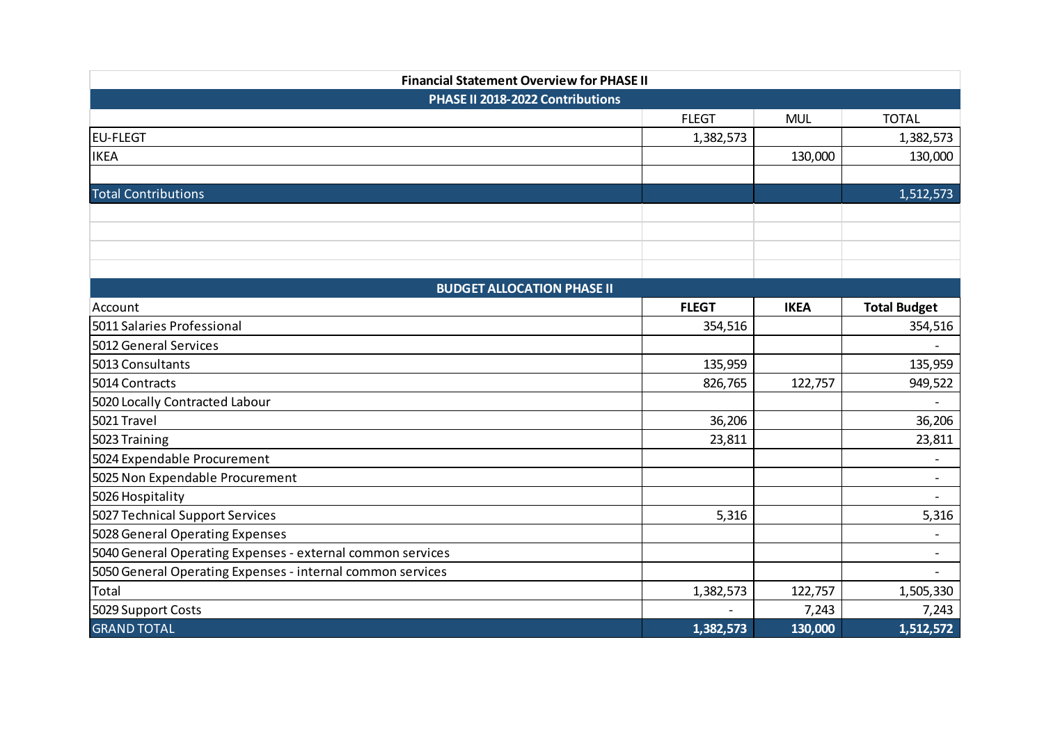**Financial Statement Overview for PHASE II**

**PHASE II 2018-2022 Contributions**

| | FLEGT | MUL | TOTAL |
|---|---|---|---|
| EU-FLEGT | 1,382,573 | | 1,382,573 |
| IKEA | | 130,000 | 130,000 |
| | | | |
| Total Contributions | | | 1,512,573 |

**BUDGET ALLOCATION PHASE II**

| Account | **FLEGT** | **IKEA** | **Total Budget** |
|---|---|---|---|
| 5011 Salaries Professional | 354,516 | | 354,516 |
| 5012 General Services | | | - |
| 5013 Consultants | 135,959 | | 135,959 |
| 5014 Contracts | 826,765 | 122,757 | 949,522 |
| 5020 Locally Contracted Labour | | | - |
| 5021 Travel | 36,206 | | 36,206 |
| 5023 Training | 23,811 | | 23,811 |
| 5024 Expendable Procurement | | | - |
| 5025 Non Expendable Procurement | | | - |
| 5026 Hospitality | | | - |
| 5027 Technical Support Services | 5,316 | | 5,316 |
| 5028 General Operating Expenses | | | - |
| 5040 General Operating Expenses - external common services | | | - |
| 5050 General Operating Expenses - internal common services | | | - |
| Total | 1,382,573 | 122,757 | 1,505,330 |
| 5029 Support Costs | - | 7,243 | 7,243 |
| GRAND TOTAL | **1,382,573** | **130,000** | **1,512,572** |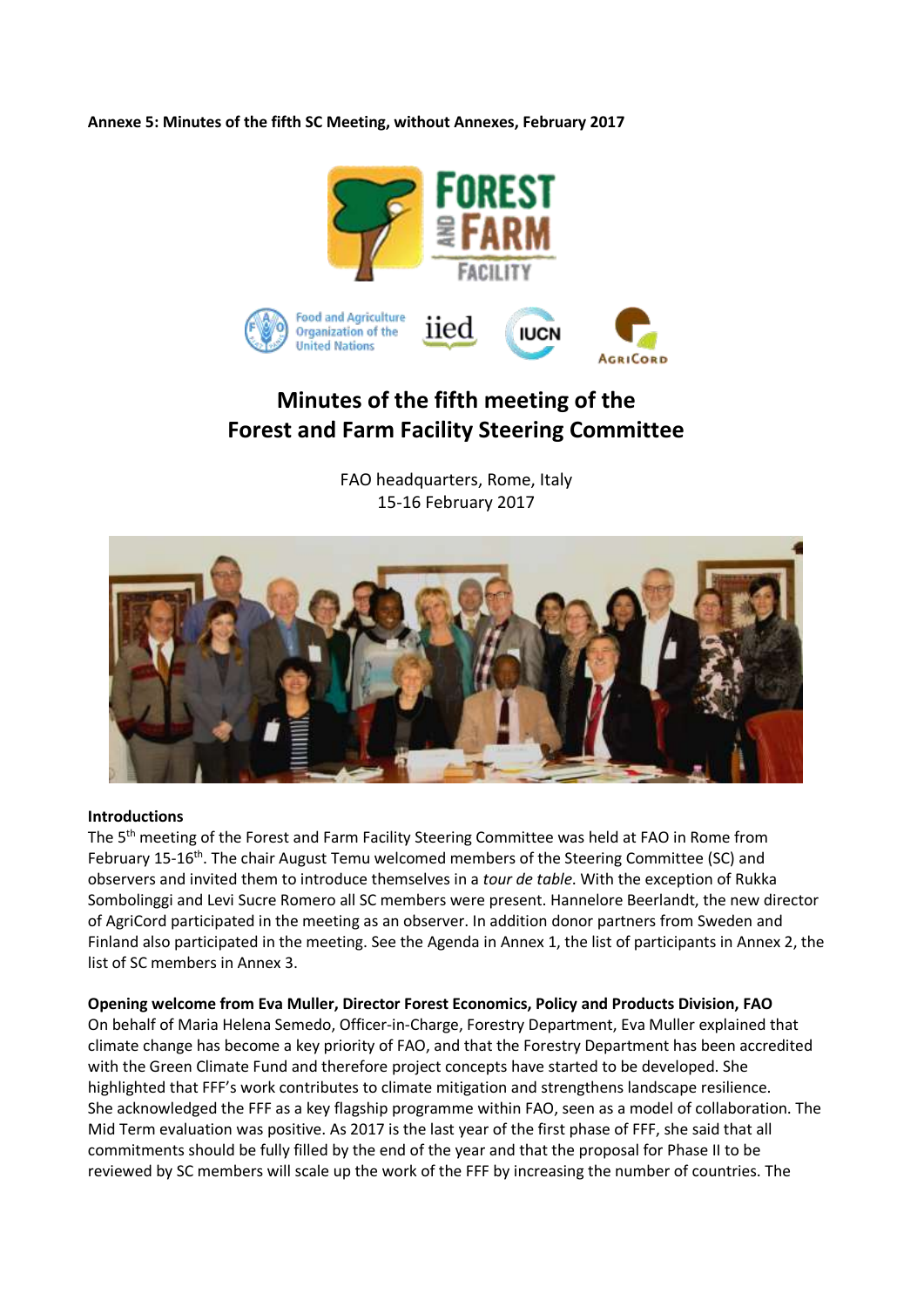**Annexe 5: Minutes of the fifth SC Meeting, without Annexes, February 2017**

# Minutes of the fifth meeting of the Forest and Farm Facility Steering Committee

FAO headquarters, Rome, Italy
15-16 February 2017

**Introductions**

The 5th meeting of the Forest and Farm Facility Steering Committee was held at FAO in Rome from February 15-16th. The chair August Temu welcomed members of the Steering Committee (SC) and observers and invited them to introduce themselves in a *tour de table*. With the exception of Rukka Sombolinggi and Levi Sucre Romero all SC members were present. Hannelore Beerlandt, the new director of AgriCord participated in the meeting as an observer. In addition donor partners from Sweden and Finland also participated in the meeting. See the Agenda in Annex 1, the list of participants in Annex 2, the list of SC members in Annex 3.

**Opening welcome from Eva Muller, Director Forest Economics, Policy and Products Division, FAO**

On behalf of Maria Helena Semedo, Officer-in-Charge, Forestry Department, Eva Muller explained that climate change has become a key priority of FAO, and that the Forestry Department has been accredited with the Green Climate Fund and therefore project concepts have started to be developed. She highlighted that FFF's work contributes to climate mitigation and strengthens landscape resilience. She acknowledged the FFF as a key flagship programme within FAO, seen as a model of collaboration. The Mid Term evaluation was positive. As 2017 is the last year of the first phase of FFF, she said that all commitments should be fully filled by the end of the year and that the proposal for Phase II to be reviewed by SC members will scale up the work of the FFF by increasing the number of countries. The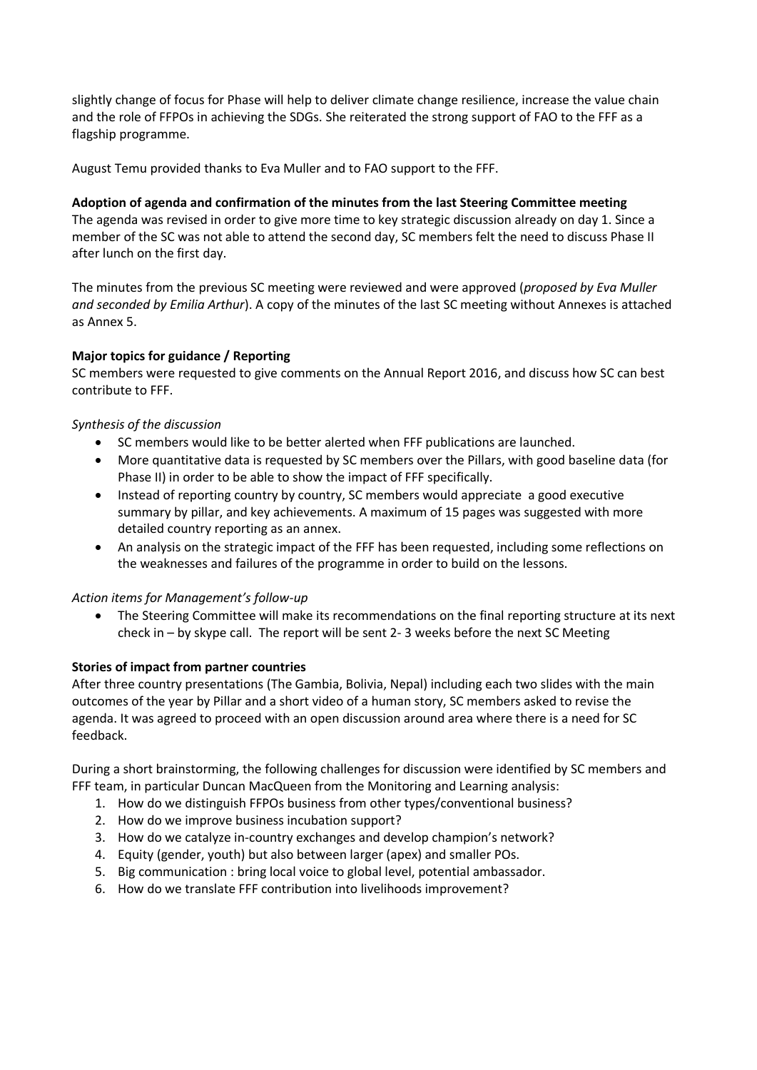slightly change of focus for Phase will help to deliver climate change resilience, increase the value chain and the role of FFPOs in achieving the SDGs. She reiterated the strong support of FAO to the FFF as a flagship programme.

August Temu provided thanks to Eva Muller and to FAO support to the FFF.

**Adoption of agenda and confirmation of the minutes from the last Steering Committee meeting**

The agenda was revised in order to give more time to key strategic discussion already on day 1. Since a member of the SC was not able to attend the second day, SC members felt the need to discuss Phase II after lunch on the first day.

The minutes from the previous SC meeting were reviewed and were approved (*proposed by Eva Muller and seconded by Emilia Arthur*). A copy of the minutes of the last SC meeting without Annexes is attached as Annex 5.

**Major topics for guidance / Reporting**

SC members were requested to give comments on the Annual Report 2016, and discuss how SC can best contribute to FFF.

*Synthesis of the discussion*

- SC members would like to be better alerted when FFF publications are launched.
- More quantitative data is requested by SC members over the Pillars, with good baseline data (for Phase II) in order to be able to show the impact of FFF specifically.
- Instead of reporting country by country, SC members would appreciate a good executive summary by pillar, and key achievements. A maximum of 15 pages was suggested with more detailed country reporting as an annex.
- An analysis on the strategic impact of the FFF has been requested, including some reflections on the weaknesses and failures of the programme in order to build on the lessons.

*Action items for Management's follow-up*

- The Steering Committee will make its recommendations on the final reporting structure at its next check in – by skype call. The report will be sent 2- 3 weeks before the next SC Meeting

**Stories of impact from partner countries**

After three country presentations (The Gambia, Bolivia, Nepal) including each two slides with the main outcomes of the year by Pillar and a short video of a human story, SC members asked to revise the agenda. It was agreed to proceed with an open discussion around area where there is a need for SC feedback.

During a short brainstorming, the following challenges for discussion were identified by SC members and FFF team, in particular Duncan MacQueen from the Monitoring and Learning analysis:

1. How do we distinguish FFPOs business from other types/conventional business?
2. How do we improve business incubation support?
3. How do we catalyze in-country exchanges and develop champion's network?
4. Equity (gender, youth) but also between larger (apex) and smaller POs.
5. Big communication : bring local voice to global level, potential ambassador.
6. How do we translate FFF contribution into livelihoods improvement?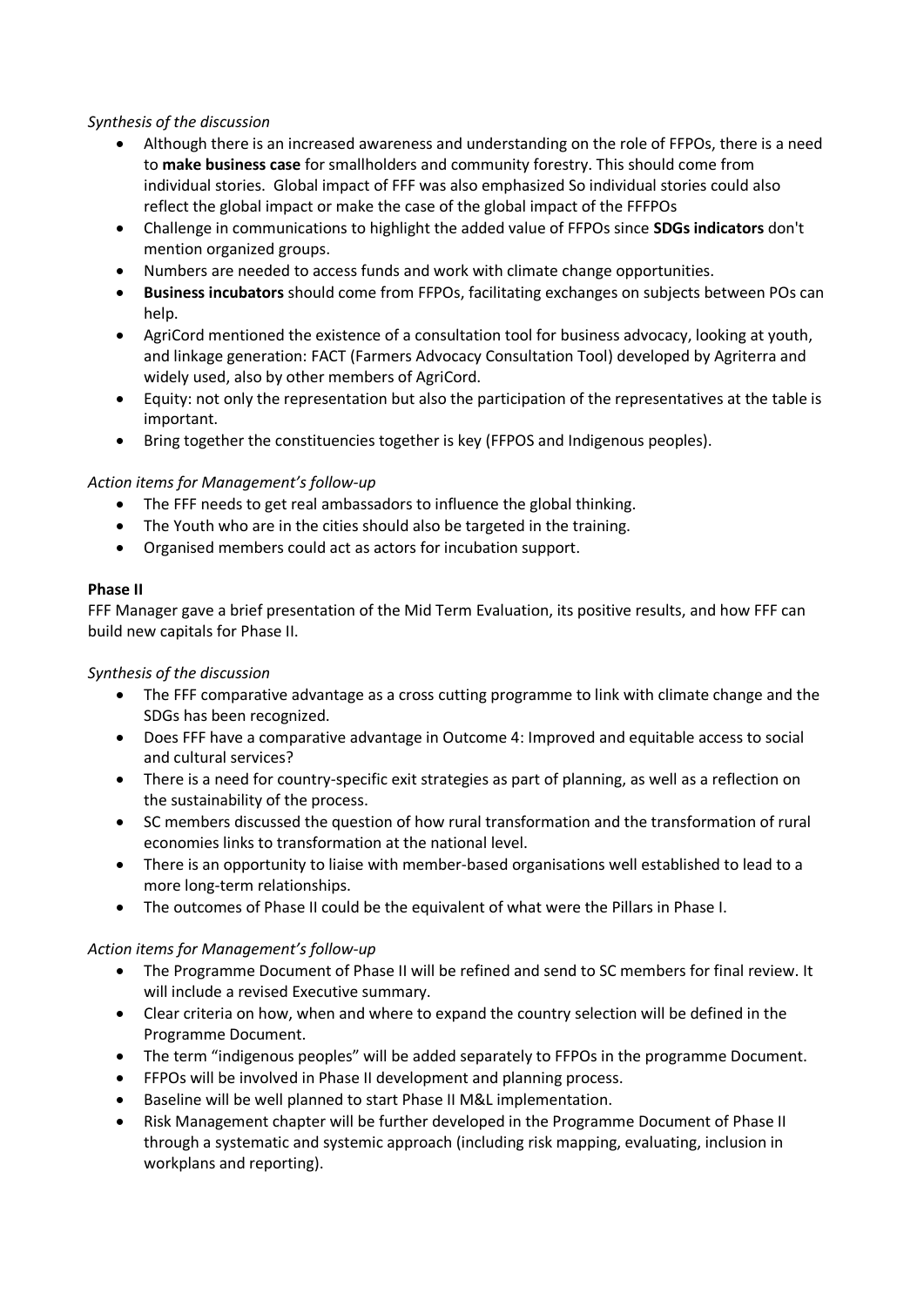*Synthesis of the discussion*

- Although there is an increased awareness and understanding on the role of FFPOs, there is a need to **make business case** for smallholders and community forestry. This should come from individual stories. Global impact of FFF was also emphasized So individual stories could also reflect the global impact or make the case of the global impact of the FFFPOs
- Challenge in communications to highlight the added value of FFPOs since **SDGs indicators** don't mention organized groups.
- Numbers are needed to access funds and work with climate change opportunities.
- **Business incubators** should come from FFPOs, facilitating exchanges on subjects between POs can help.
- AgriCord mentioned the existence of a consultation tool for business advocacy, looking at youth, and linkage generation: FACT (Farmers Advocacy Consultation Tool) developed by Agriterra and widely used, also by other members of AgriCord.
- Equity: not only the representation but also the participation of the representatives at the table is important.
- Bring together the constituencies together is key (FFPOS and Indigenous peoples).

*Action items for Management's follow-up*

- The FFF needs to get real ambassadors to influence the global thinking.
- The Youth who are in the cities should also be targeted in the training.
- Organised members could act as actors for incubation support.

**Phase II**

FFF Manager gave a brief presentation of the Mid Term Evaluation, its positive results, and how FFF can build new capitals for Phase II.

*Synthesis of the discussion*

- The FFF comparative advantage as a cross cutting programme to link with climate change and the SDGs has been recognized.
- Does FFF have a comparative advantage in Outcome 4: Improved and equitable access to social and cultural services?
- There is a need for country-specific exit strategies as part of planning, as well as a reflection on the sustainability of the process.
- SC members discussed the question of how rural transformation and the transformation of rural economies links to transformation at the national level.
- There is an opportunity to liaise with member-based organisations well established to lead to a more long-term relationships.
- The outcomes of Phase II could be the equivalent of what were the Pillars in Phase I.

*Action items for Management's follow-up*

- The Programme Document of Phase II will be refined and send to SC members for final review. It will include a revised Executive summary.
- Clear criteria on how, when and where to expand the country selection will be defined in the Programme Document.
- The term "indigenous peoples" will be added separately to FFPOs in the programme Document.
- FFPOs will be involved in Phase II development and planning process.
- Baseline will be well planned to start Phase II M&L implementation.
- Risk Management chapter will be further developed in the Programme Document of Phase II through a systematic and systemic approach (including risk mapping, evaluating, inclusion in workplans and reporting).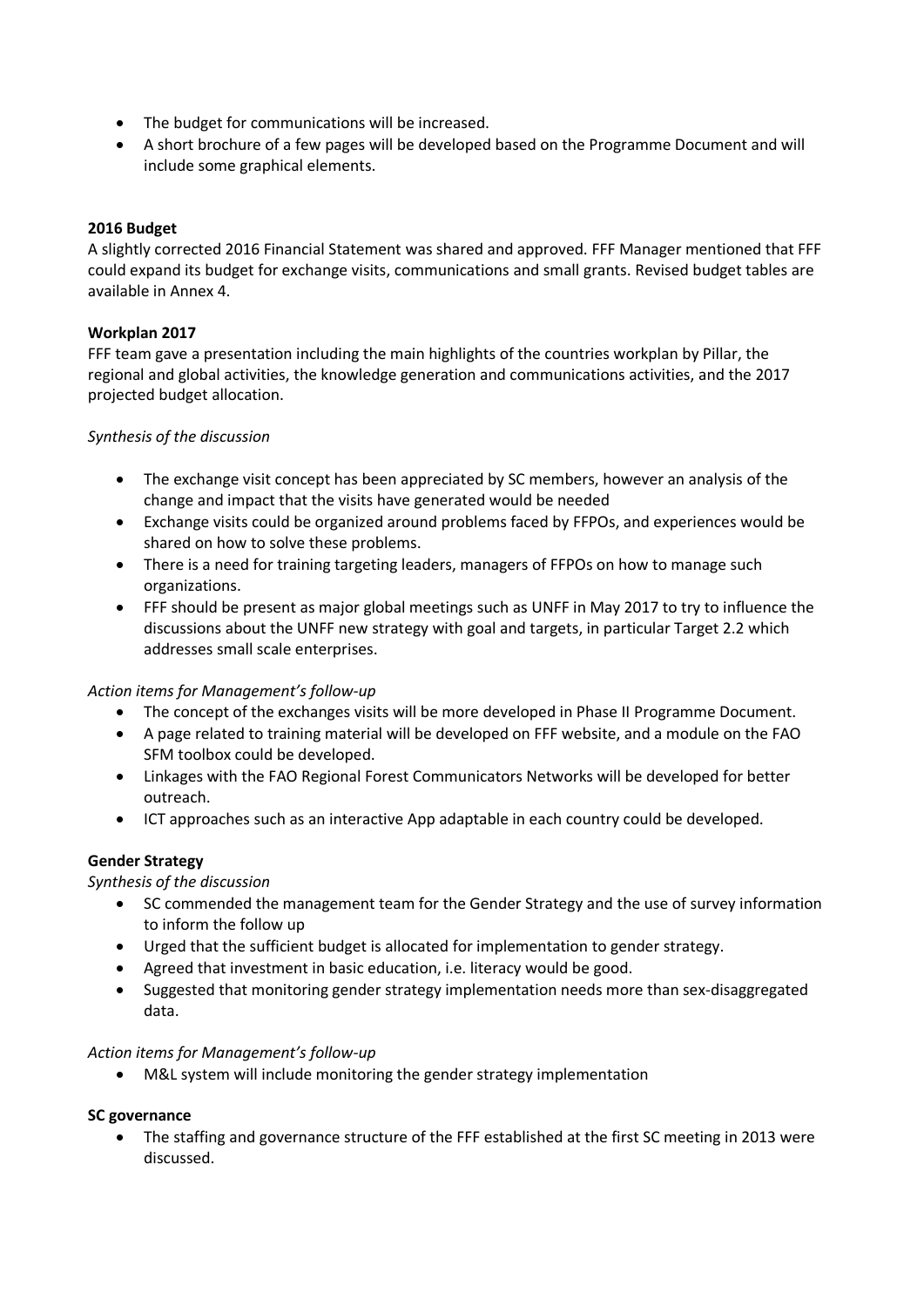- The budget for communications will be increased.
- A short brochure of a few pages will be developed based on the Programme Document and will include some graphical elements.

**2016 Budget**

A slightly corrected 2016 Financial Statement was shared and approved. FFF Manager mentioned that FFF could expand its budget for exchange visits, communications and small grants. Revised budget tables are available in Annex 4.

**Workplan 2017**

FFF team gave a presentation including the main highlights of the countries workplan by Pillar, the regional and global activities, the knowledge generation and communications activities, and the 2017 projected budget allocation.

*Synthesis of the discussion*

- The exchange visit concept has been appreciated by SC members, however an analysis of the change and impact that the visits have generated would be needed
- Exchange visits could be organized around problems faced by FFPOs, and experiences would be shared on how to solve these problems.
- There is a need for training targeting leaders, managers of FFPOs on how to manage such organizations.
- FFF should be present as major global meetings such as UNFF in May 2017 to try to influence the discussions about the UNFF new strategy with goal and targets, in particular Target 2.2 which addresses small scale enterprises.

*Action items for Management's follow-up*

- The concept of the exchanges visits will be more developed in Phase II Programme Document.
- A page related to training material will be developed on FFF website, and a module on the FAO SFM toolbox could be developed.
- Linkages with the FAO Regional Forest Communicators Networks will be developed for better outreach.
- ICT approaches such as an interactive App adaptable in each country could be developed.

**Gender Strategy**

*Synthesis of the discussion*

- SC commended the management team for the Gender Strategy and the use of survey information to inform the follow up
- Urged that the sufficient budget is allocated for implementation to gender strategy.
- Agreed that investment in basic education, i.e. literacy would be good.
- Suggested that monitoring gender strategy implementation needs more than sex-disaggregated data.

*Action items for Management's follow-up*

- M&L system will include monitoring the gender strategy implementation

**SC governance**

- The staffing and governance structure of the FFF established at the first SC meeting in 2013 were discussed.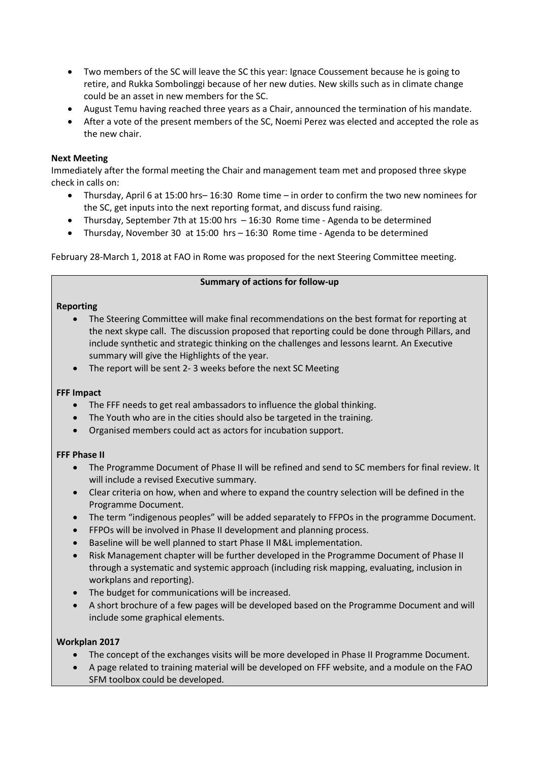- Two members of the SC will leave the SC this year: Ignace Coussement because he is going to retire, and Rukka Sombolinggi because of her new duties. New skills such as in climate change could be an asset in new members for the SC.
- August Temu having reached three years as a Chair, announced the termination of his mandate.
- After a vote of the present members of the SC, Noemi Perez was elected and accepted the role as the new chair.

**Next Meeting**

Immediately after the formal meeting the Chair and management team met and proposed three skype check in calls on:

- Thursday, April 6 at 15:00 hrs– 16:30 Rome time – in order to confirm the two new nominees for the SC, get inputs into the next reporting format, and discuss fund raising.
- Thursday, September 7th at 15:00 hrs – 16:30 Rome time - Agenda to be determined
- Thursday, November 30 at 15:00 hrs – 16:30 Rome time - Agenda to be determined

February 28-March 1, 2018 at FAO in Rome was proposed for the next Steering Committee meeting.

**Summary of actions for follow-up**

**Reporting**

- The Steering Committee will make final recommendations on the best format for reporting at the next skype call. The discussion proposed that reporting could be done through Pillars, and include synthetic and strategic thinking on the challenges and lessons learnt. An Executive summary will give the Highlights of the year.
- The report will be sent 2- 3 weeks before the next SC Meeting

**FFF Impact**

- The FFF needs to get real ambassadors to influence the global thinking.
- The Youth who are in the cities should also be targeted in the training.
- Organised members could act as actors for incubation support.

**FFF Phase II**

- The Programme Document of Phase II will be refined and send to SC members for final review. It will include a revised Executive summary.
- Clear criteria on how, when and where to expand the country selection will be defined in the Programme Document.
- The term "indigenous peoples" will be added separately to FFPOs in the programme Document.
- FFPOs will be involved in Phase II development and planning process.
- Baseline will be well planned to start Phase II M&L implementation.
- Risk Management chapter will be further developed in the Programme Document of Phase II through a systematic and systemic approach (including risk mapping, evaluating, inclusion in workplans and reporting).
- The budget for communications will be increased.
- A short brochure of a few pages will be developed based on the Programme Document and will include some graphical elements.

**Workplan 2017**

- The concept of the exchanges visits will be more developed in Phase II Programme Document.
- A page related to training material will be developed on FFF website, and a module on the FAO SFM toolbox could be developed.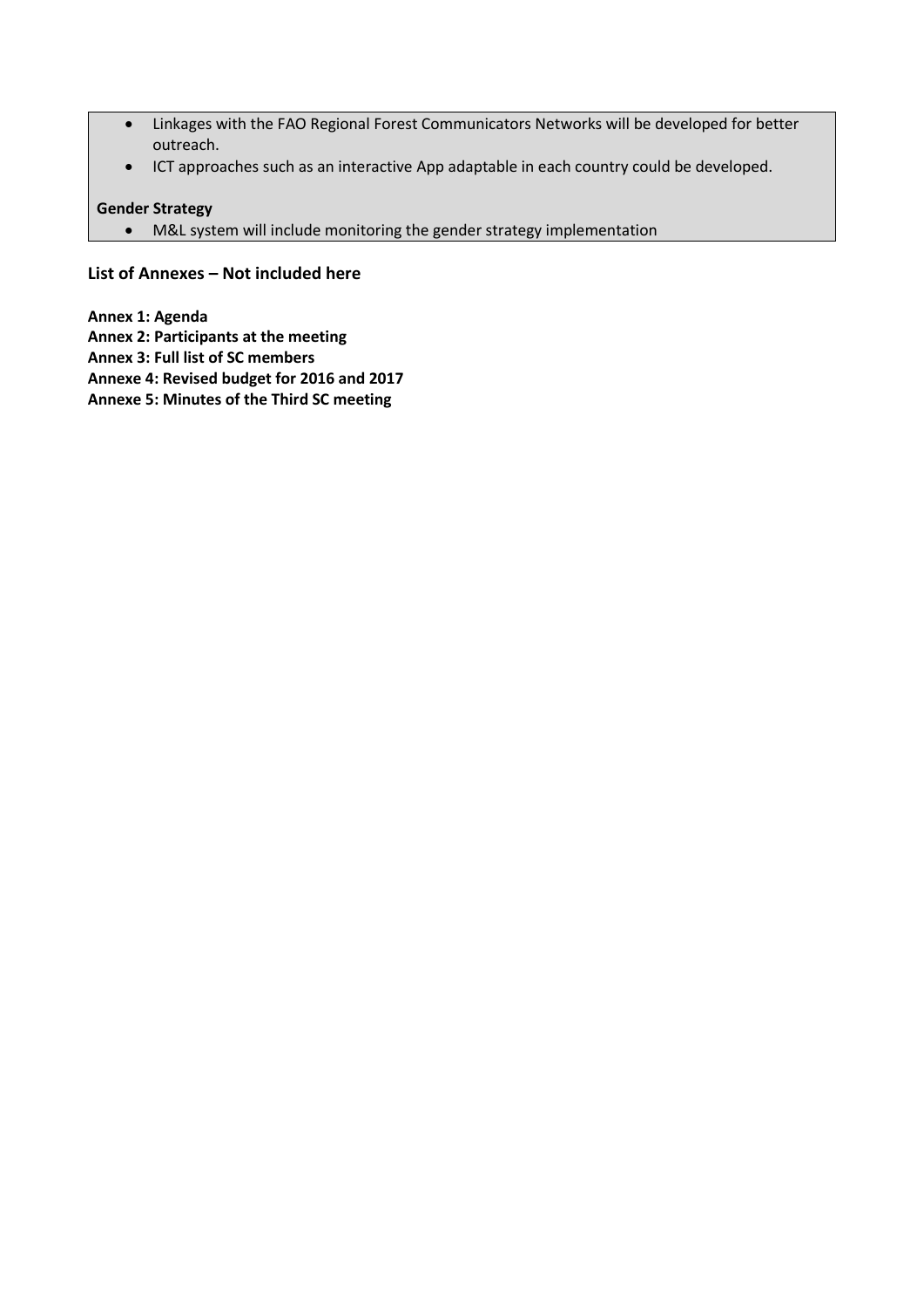- Linkages with the FAO Regional Forest Communicators Networks will be developed for better outreach.
- ICT approaches such as an interactive App adaptable in each country could be developed.

**Gender Strategy**

- M&L system will include monitoring the gender strategy implementation

### List of Annexes – Not included here

**Annex 1: Agenda**
**Annex 2: Participants at the meeting**
**Annex 3: Full list of SC members**
**Annexe 4: Revised budget for 2016 and 2017**
**Annexe 5: Minutes of the Third SC meeting**